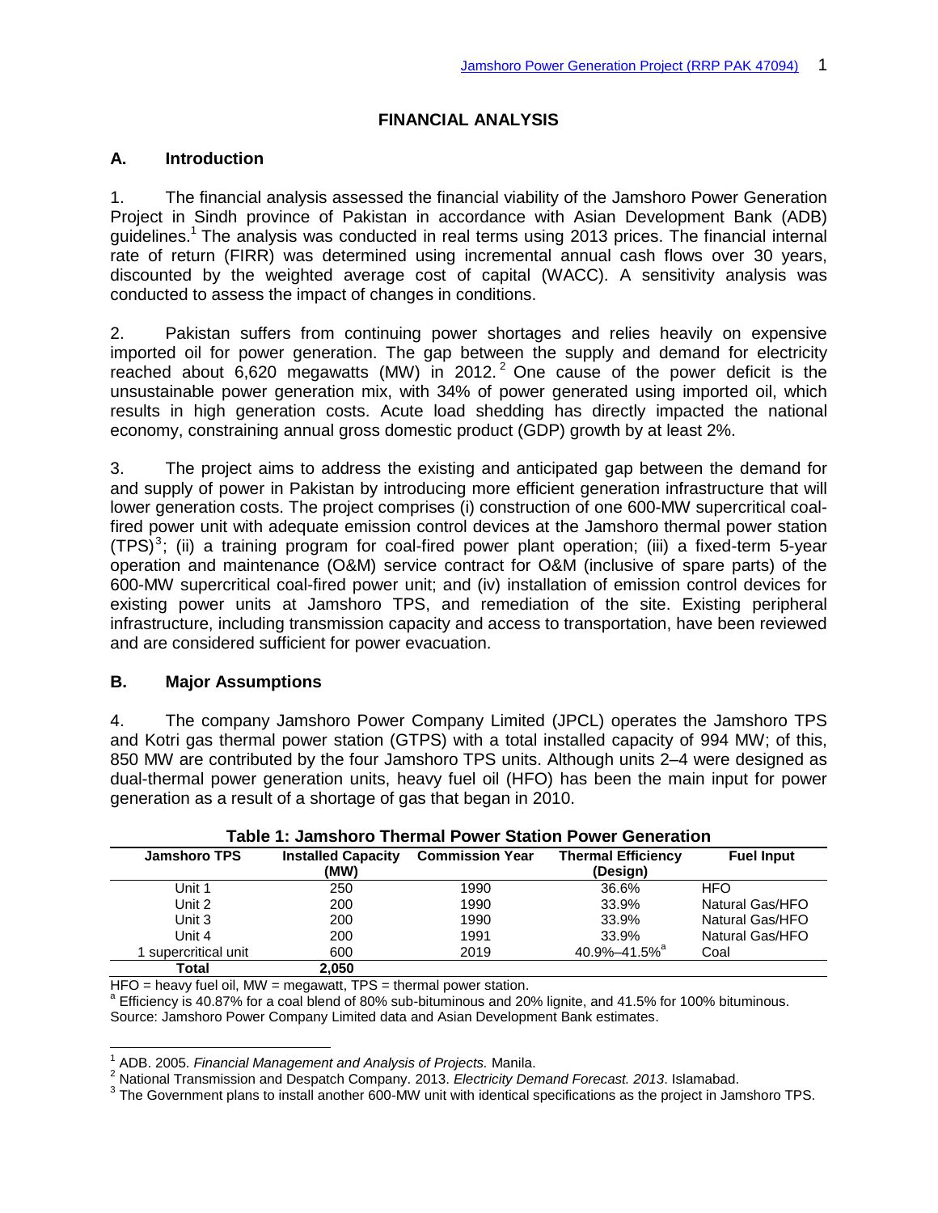# FINANCIAL ANALYSIS

## A. Introduction

1. The financial analysis assessed the financial viability of the Jamshoro Power Generation Project in Sindh province of Pakistan in accordance with Asian Development Bank (ADB) guidelines.[1] The analysis was conducted in real terms using 2013 prices. The financial internal rate of return (FIRR) was determined using incremental annual cash flows over 30 years, discounted by the weighted average cost of capital (WACC). A sensitivity analysis was conducted to assess the impact of changes in conditions.

2. Pakistan suffers from continuing power shortages and relies heavily on expensive imported oil for power generation. The gap between the supply and demand for electricity reached about 6,620 megawatts (MW) in 2012.[2] One cause of the power deficit is the unsustainable power generation mix, with 34% of power generated using imported oil, which results in high generation costs. Acute load shedding has directly impacted the national economy, constraining annual gross domestic product (GDP) growth by at least 2%.

3. The project aims to address the existing and anticipated gap between the demand for and supply of power in Pakistan by introducing more efficient generation infrastructure that will lower generation costs. The project comprises (i) construction of one 600-MW supercritical coal-fired power unit with adequate emission control devices at the Jamshoro thermal power station (TPS)[3]; (ii) a training program for coal-fired power plant operation; (iii) a fixed-term 5-year operation and maintenance (O&M) service contract for O&M (inclusive of spare parts) of the 600-MW supercritical coal-fired power unit; and (iv) installation of emission control devices for existing power units at Jamshoro TPS, and remediation of the site. Existing peripheral infrastructure, including transmission capacity and access to transportation, have been reviewed and are considered sufficient for power evacuation.

## B. Major Assumptions

4. The company Jamshoro Power Company Limited (JPCL) operates the Jamshoro TPS and Kotri gas thermal power station (GTPS) with a total installed capacity of 994 MW; of this, 850 MW are contributed by the four Jamshoro TPS units. Although units 2–4 were designed as dual-thermal power generation units, heavy fuel oil (HFO) has been the main input for power generation as a result of a shortage of gas that began in 2010.

**Table 1: Jamshoro Thermal Power Station Power Generation**

| Jamshoro TPS | Installed Capacity (MW) | Commission Year | Thermal Efficiency (Design) | Fuel Input |
|---|---|---|---|---|
| Unit 1 | 250 | 1990 | 36.6% | HFO |
| Unit 2 | 200 | 1990 | 33.9% | Natural Gas/HFO |
| Unit 3 | 200 | 1990 | 33.9% | Natural Gas/HFO |
| Unit 4 | 200 | 1991 | 33.9% | Natural Gas/HFO |
| 1 supercritical unit | 600 | 2019 | 40.9%–41.5%[a] | Coal |
| **Total** | **2,050** | | | |

HFO = heavy fuel oil, MW = megawatt, TPS = thermal power station.
[a] Efficiency is 40.87% for a coal blend of 80% sub-bituminous and 20% lignite, and 41.5% for 100% bituminous.
Source: Jamshoro Power Company Limited data and Asian Development Bank estimates.

---

[1] ADB. 2005. *Financial Management and Analysis of Projects.* Manila.
[2] National Transmission and Despatch Company. 2013. *Electricity Demand Forecast. 2013*. Islamabad.
[3] The Government plans to install another 600-MW unit with identical specifications as the project in Jamshoro TPS.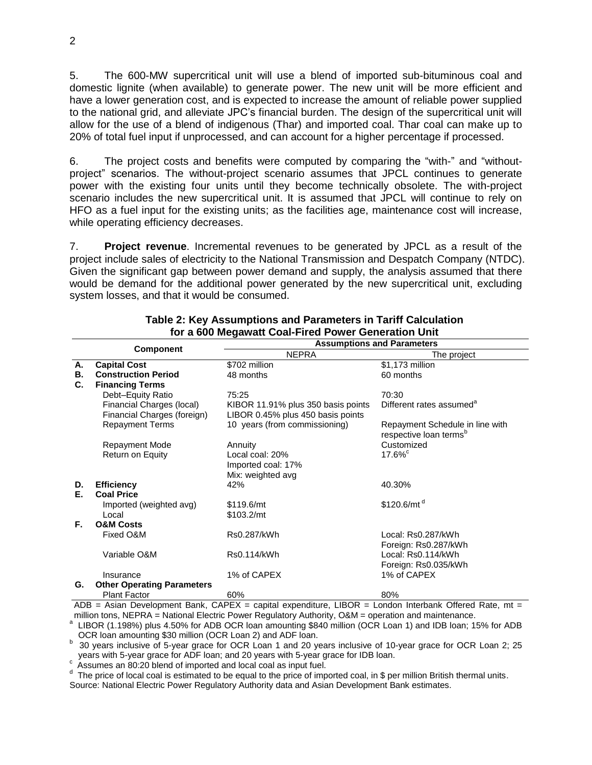5. The 600-MW supercritical unit will use a blend of imported sub-bituminous coal and domestic lignite (when available) to generate power. The new unit will be more efficient and have a lower generation cost, and is expected to increase the amount of reliable power supplied to the national grid, and alleviate JPC's financial burden. The design of the supercritical unit will allow for the use of a blend of indigenous (Thar) and imported coal. Thar coal can make up to 20% of total fuel input if unprocessed, and can account for a higher percentage if processed.

6. The project costs and benefits were computed by comparing the "with-" and "without-project" scenarios. The without-project scenario assumes that JPCL continues to generate power with the existing four units until they become technically obsolete. The with-project scenario includes the new supercritical unit. It is assumed that JPCL will continue to rely on HFO as a fuel input for the existing units; as the facilities age, maintenance cost will increase, while operating efficiency decreases.

7. **Project revenue**. Incremental revenues to be generated by JPCL as a result of the project include sales of electricity to the National Transmission and Despatch Company (NTDC). Given the significant gap between power demand and supply, the analysis assumed that there would be demand for the additional power generated by the new supercritical unit, excluding system losses, and that it would be consumed.

**Table 2: Key Assumptions and Parameters in Tariff Calculation for a 600 Megawatt Coal-Fired Power Generation Unit**

| | Component | Assumptions and Parameters | |
|---|---|---|---|
| | | NEPRA | The project |
| **A.** | **Capital Cost** | $702 million | $1,173 million |
| **B.** | **Construction Period** | 48 months | 60 months |
| **C.** | **Financing Terms** | | |
| | Debt–Equity Ratio | 75:25 | 70:30 |
| | Financial Charges (local) | KIBOR 11.91% plus 350 basis points | Different rates assumed[a] |
| | Financial Charges (foreign) | LIBOR 0.45% plus 450 basis points | |
| | Repayment Terms | 10 years (from commissioning) | Repayment Schedule in line with respective loan terms[b] |
| | Repayment Mode | Annuity | Customized |
| | Return on Equity | Local coal: 20%<br>Imported coal: 17%<br>Mix: weighted avg | 17.6%[c] |
| **D.** | **Efficiency** | 42% | 40.30% |
| **E.** | **Coal Price** | | |
| | Imported (weighted avg) | $119.6/mt | $120.6/mt[d] |
| | Local | $103.2/mt | |
| **F.** | **O&M Costs** | | |
| | Fixed O&M | Rs0.287/kWh | Local: Rs0.287/kWh<br>Foreign: Rs0.287/kWh |
| | Variable O&M | Rs0.114/kWh | Local: Rs0.114/kWh<br>Foreign: Rs0.035/kWh |
| | Insurance | 1% of CAPEX | 1% of CAPEX |
| **G.** | **Other Operating Parameters** | | |
| | Plant Factor | 60% | 80% |

ADB = Asian Development Bank, CAPEX = capital expenditure, LIBOR = London Interbank Offered Rate, mt = million tons, NEPRA = National Electric Power Regulatory Authority, O&M = operation and maintenance.

[a] LIBOR (1.198%) plus 4.50% for ADB OCR loan amounting $840 million (OCR Loan 1) and IDB loan; 15% for ADB OCR loan amounting $30 million (OCR Loan 2) and ADF loan.

[b] 30 years inclusive of 5-year grace for OCR Loan 1 and 20 years inclusive of 10-year grace for OCR Loan 2; 25 years with 5-year grace for ADF loan; and 20 years with 5-year grace for IDB loan.

[c] Assumes an 80:20 blend of imported and local coal as input fuel.

[d] The price of local coal is estimated to be equal to the price of imported coal, in $ per million British thermal units.

Source: National Electric Power Regulatory Authority data and Asian Development Bank estimates.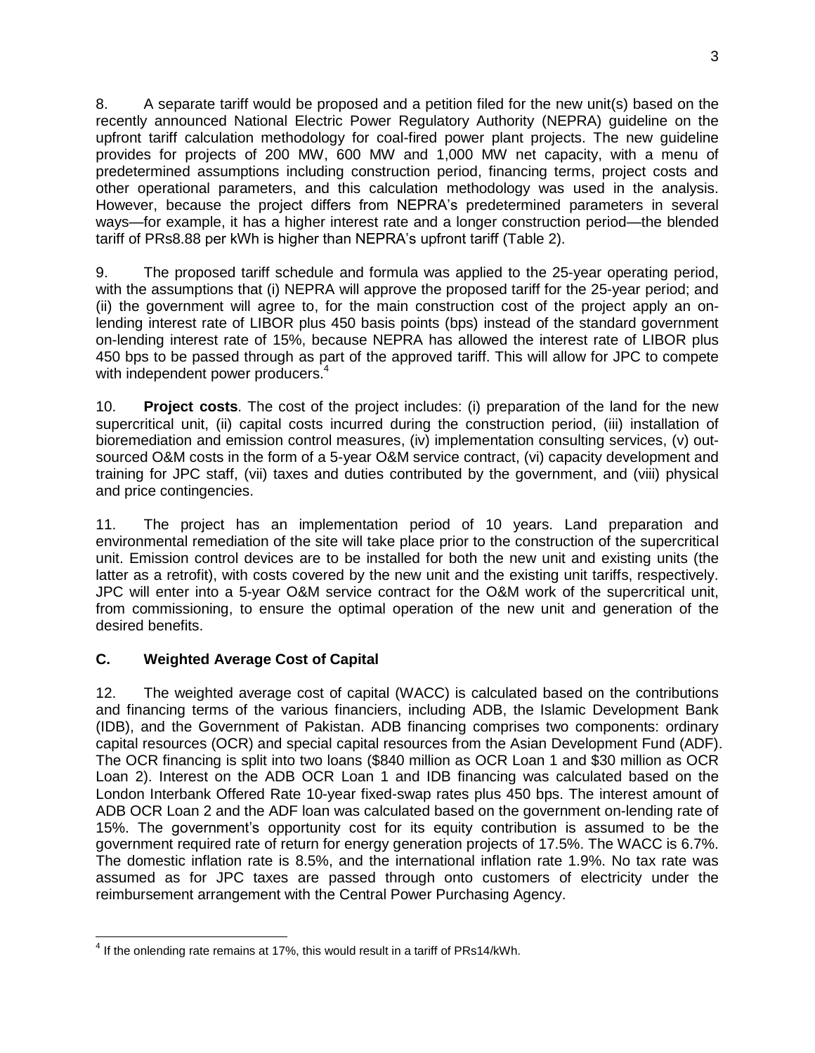8. A separate tariff would be proposed and a petition filed for the new unit(s) based on the recently announced National Electric Power Regulatory Authority (NEPRA) guideline on the upfront tariff calculation methodology for coal-fired power plant projects. The new guideline provides for projects of 200 MW, 600 MW and 1,000 MW net capacity, with a menu of predetermined assumptions including construction period, financing terms, project costs and other operational parameters, and this calculation methodology was used in the analysis. However, because the project differs from NEPRA's predetermined parameters in several ways—for example, it has a higher interest rate and a longer construction period—the blended tariff of PRs8.88 per kWh is higher than NEPRA's upfront tariff (Table 2).

9. The proposed tariff schedule and formula was applied to the 25-year operating period, with the assumptions that (i) NEPRA will approve the proposed tariff for the 25-year period; and (ii) the government will agree to, for the main construction cost of the project apply an on-lending interest rate of LIBOR plus 450 basis points (bps) instead of the standard government on-lending interest rate of 15%, because NEPRA has allowed the interest rate of LIBOR plus 450 bps to be passed through as part of the approved tariff. This will allow for JPC to compete with independent power producers.[4]

10. **Project costs**. The cost of the project includes: (i) preparation of the land for the new supercritical unit, (ii) capital costs incurred during the construction period, (iii) installation of bioremediation and emission control measures, (iv) implementation consulting services, (v) out-sourced O&M costs in the form of a 5-year O&M service contract, (vi) capacity development and training for JPC staff, (vii) taxes and duties contributed by the government, and (viii) physical and price contingencies.

11. The project has an implementation period of 10 years. Land preparation and environmental remediation of the site will take place prior to the construction of the supercritical unit. Emission control devices are to be installed for both the new unit and existing units (the latter as a retrofit), with costs covered by the new unit and the existing unit tariffs, respectively. JPC will enter into a 5-year O&M service contract for the O&M work of the supercritical unit, from commissioning, to ensure the optimal operation of the new unit and generation of the desired benefits.

## C. Weighted Average Cost of Capital

12. The weighted average cost of capital (WACC) is calculated based on the contributions and financing terms of the various financiers, including ADB, the Islamic Development Bank (IDB), and the Government of Pakistan. ADB financing comprises two components: ordinary capital resources (OCR) and special capital resources from the Asian Development Fund (ADF). The OCR financing is split into two loans ($840 million as OCR Loan 1 and $30 million as OCR Loan 2). Interest on the ADB OCR Loan 1 and IDB financing was calculated based on the London Interbank Offered Rate 10-year fixed-swap rates plus 450 bps. The interest amount of ADB OCR Loan 2 and the ADF loan was calculated based on the government on-lending rate of 15%. The government's opportunity cost for its equity contribution is assumed to be the government required rate of return for energy generation projects of 17.5%. The WACC is 6.7%. The domestic inflation rate is 8.5%, and the international inflation rate 1.9%. No tax rate was assumed as for JPC taxes are passed through onto customers of electricity under the reimbursement arrangement with the Central Power Purchasing Agency.

---

[4] If the onlending rate remains at 17%, this would result in a tariff of PRs14/kWh.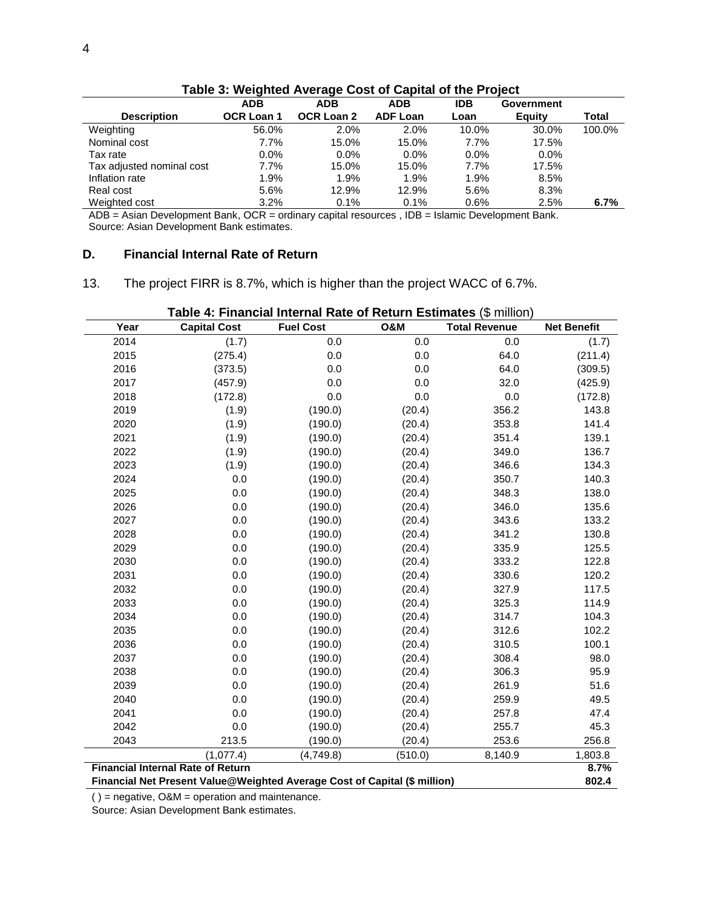**Table 3: Weighted Average Cost of Capital of the Project**

| Description | ADB OCR Loan 1 | ADB OCR Loan 2 | ADB ADF Loan | IDB Loan | Government Equity | Total |
|---|---|---|---|---|---|---|
| Weighting | 56.0% | 2.0% | 2.0% | 10.0% | 30.0% | 100.0% |
| Nominal cost | 7.7% | 15.0% | 15.0% | 7.7% | 17.5% | |
| Tax rate | 0.0% | 0.0% | 0.0% | 0.0% | 0.0% | |
| Tax adjusted nominal cost | 7.7% | 15.0% | 15.0% | 7.7% | 17.5% | |
| Inflation rate | 1.9% | 1.9% | 1.9% | 1.9% | 8.5% | |
| Real cost | 5.6% | 12.9% | 12.9% | 5.6% | 8.3% | |
| Weighted cost | 3.2% | 0.1% | 0.1% | 0.6% | 2.5% | **6.7%** |

ADB = Asian Development Bank, OCR = ordinary capital resources , IDB = Islamic Development Bank.
Source: Asian Development Bank estimates.

## D. Financial Internal Rate of Return

13. The project FIRR is 8.7%, which is higher than the project WACC of 6.7%.

**Table 4: Financial Internal Rate of Return Estimates** ($ million)

| Year | Capital Cost | Fuel Cost | O&M | Total Revenue | Net Benefit |
|---|---|---|---|---|---|
| 2014 | (1.7) | 0.0 | 0.0 | 0.0 | (1.7) |
| 2015 | (275.4) | 0.0 | 0.0 | 64.0 | (211.4) |
| 2016 | (373.5) | 0.0 | 0.0 | 64.0 | (309.5) |
| 2017 | (457.9) | 0.0 | 0.0 | 32.0 | (425.9) |
| 2018 | (172.8) | 0.0 | 0.0 | 0.0 | (172.8) |
| 2019 | (1.9) | (190.0) | (20.4) | 356.2 | 143.8 |
| 2020 | (1.9) | (190.0) | (20.4) | 353.8 | 141.4 |
| 2021 | (1.9) | (190.0) | (20.4) | 351.4 | 139.1 |
| 2022 | (1.9) | (190.0) | (20.4) | 349.0 | 136.7 |
| 2023 | (1.9) | (190.0) | (20.4) | 346.6 | 134.3 |
| 2024 | 0.0 | (190.0) | (20.4) | 350.7 | 140.3 |
| 2025 | 0.0 | (190.0) | (20.4) | 348.3 | 138.0 |
| 2026 | 0.0 | (190.0) | (20.4) | 346.0 | 135.6 |
| 2027 | 0.0 | (190.0) | (20.4) | 343.6 | 133.2 |
| 2028 | 0.0 | (190.0) | (20.4) | 341.2 | 130.8 |
| 2029 | 0.0 | (190.0) | (20.4) | 335.9 | 125.5 |
| 2030 | 0.0 | (190.0) | (20.4) | 333.2 | 122.8 |
| 2031 | 0.0 | (190.0) | (20.4) | 330.6 | 120.2 |
| 2032 | 0.0 | (190.0) | (20.4) | 327.9 | 117.5 |
| 2033 | 0.0 | (190.0) | (20.4) | 325.3 | 114.9 |
| 2034 | 0.0 | (190.0) | (20.4) | 314.7 | 104.3 |
| 2035 | 0.0 | (190.0) | (20.4) | 312.6 | 102.2 |
| 2036 | 0.0 | (190.0) | (20.4) | 310.5 | 100.1 |
| 2037 | 0.0 | (190.0) | (20.4) | 308.4 | 98.0 |
| 2038 | 0.0 | (190.0) | (20.4) | 306.3 | 95.9 |
| 2039 | 0.0 | (190.0) | (20.4) | 261.9 | 51.6 |
| 2040 | 0.0 | (190.0) | (20.4) | 259.9 | 49.5 |
| 2041 | 0.0 | (190.0) | (20.4) | 257.8 | 47.4 |
| 2042 | 0.0 | (190.0) | (20.4) | 255.7 | 45.3 |
| 2043 | 213.5 | (190.0) | (20.4) | 253.6 | 256.8 |
| | (1,077.4) | (4,749.8) | (510.0) | 8,140.9 | 1,803.8 |
| **Financial Internal Rate of Return** | | | | | **8.7%** |
| **Financial Net Present Value@Weighted Average Cost of Capital ($ million)** | | | | | **802.4** |

( ) = negative, O&M = operation and maintenance.
Source: Asian Development Bank estimates.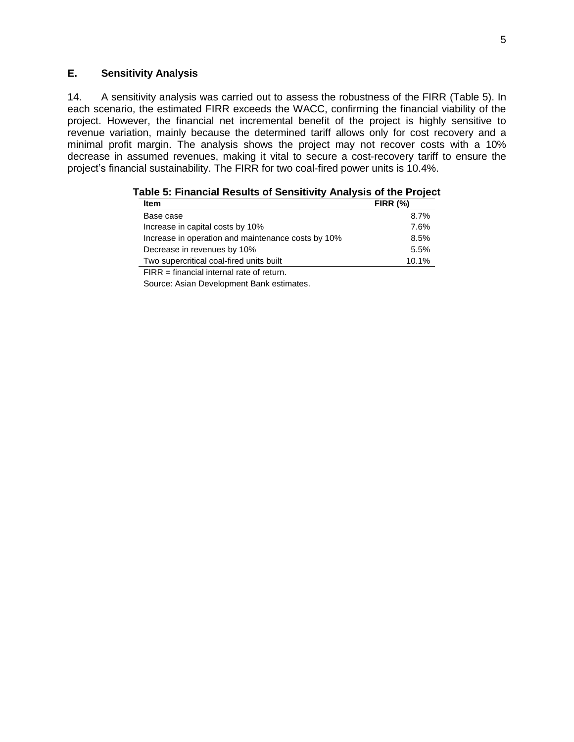## E. Sensitivity Analysis

14. A sensitivity analysis was carried out to assess the robustness of the FIRR (Table 5). In each scenario, the estimated FIRR exceeds the WACC, confirming the financial viability of the project. However, the financial net incremental benefit of the project is highly sensitive to revenue variation, mainly because the determined tariff allows only for cost recovery and a minimal profit margin. The analysis shows the project may not recover costs with a 10% decrease in assumed revenues, making it vital to secure a cost-recovery tariff to ensure the project's financial sustainability. The FIRR for two coal-fired power units is 10.4%.

**Table 5: Financial Results of Sensitivity Analysis of the Project**

| Item | FIRR (%) |
|---|---|
| Base case | 8.7% |
| Increase in capital costs by 10% | 7.6% |
| Increase in operation and maintenance costs by 10% | 8.5% |
| Decrease in revenues by 10% | 5.5% |
| Two supercritical coal-fired units built | 10.1% |

FIRR = financial internal rate of return.

Source: Asian Development Bank estimates.